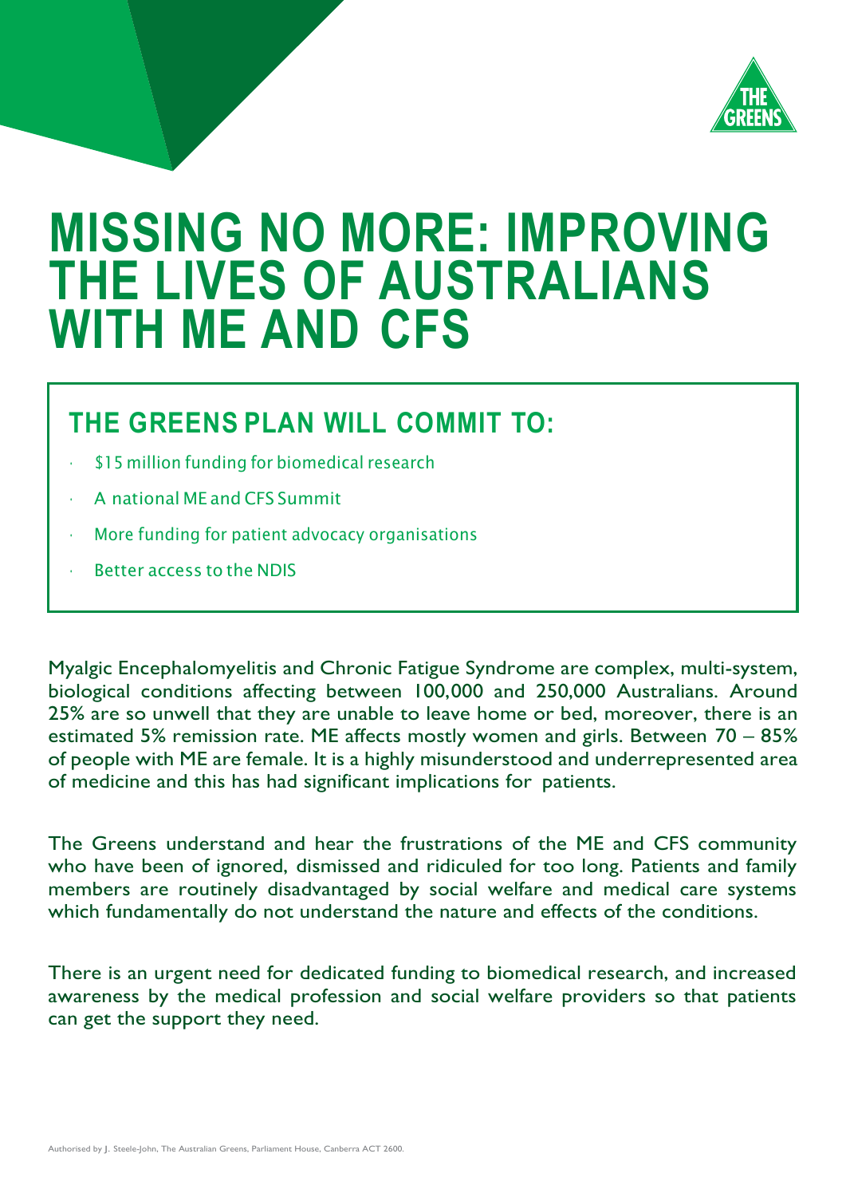# MISSING NO MORE: IMPROVING THE LIVES OF AUSTRALIANS WITH ME AND CFS

## THE GREENS PLAN WILL COMMIT TO:

- $15 million funding for biomedical research
- A national ME and CFS Summit
- More funding for patient advocacy organisations
- Better access to the NDIS

Myalgic Encephalomyelitis and Chronic Fatigue Syndrome are complex, multi-system, biological conditions affecting between 100,000 and 250,000 Australians. Around 25% are so unwell that they are unable to leave home or bed, moreover, there is an estimated 5% remission rate. ME affects mostly women and girls. Between 70 – 85% of people with ME are female. It is a highly misunderstood and underrepresented area of medicine and this has had significant implications for patients.

The Greens understand and hear the frustrations of the ME and CFS community who have been of ignored, dismissed and ridiculed for too long. Patients and family members are routinely disadvantaged by social welfare and medical care systems which fundamentally do not understand the nature and effects of the conditions.

There is an urgent need for dedicated funding to biomedical research, and increased awareness by the medical profession and social welfare providers so that patients can get the support they need.

Authorised by J. Steele-John, The Australian Greens, Parliament House, Canberra ACT 2600.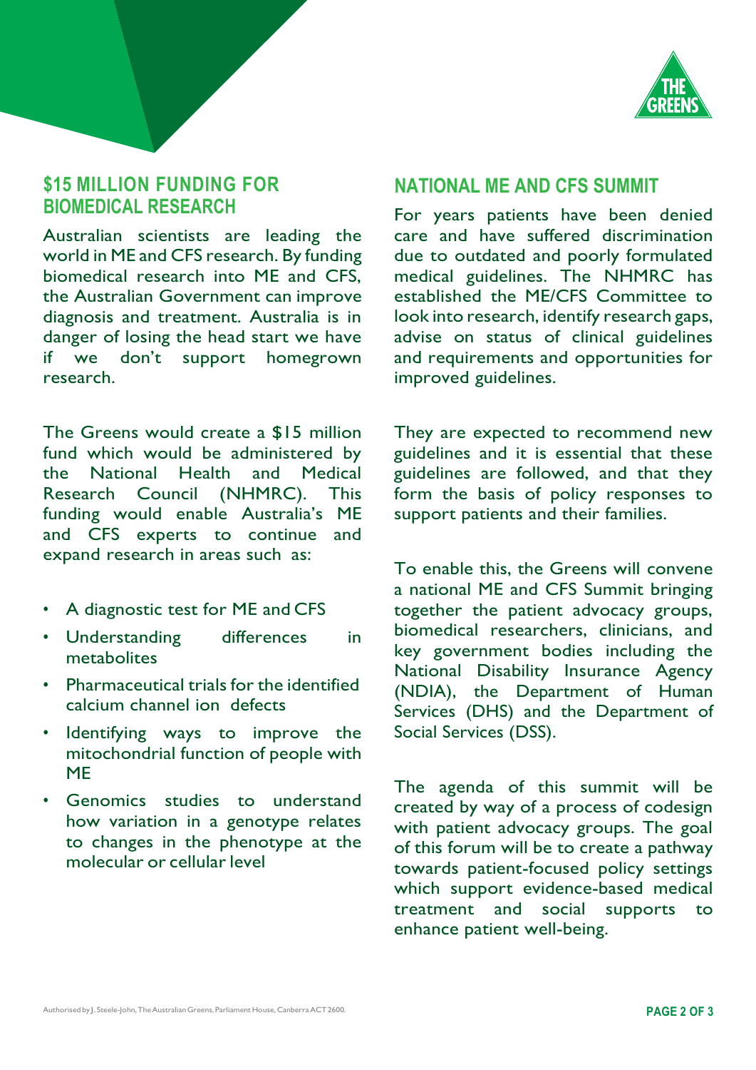## $15 MILLION FUNDING FOR BIOMEDICAL RESEARCH

Australian scientists are leading the world in ME and CFS research. By funding biomedical research into ME and CFS, the Australian Government can improve diagnosis and treatment. Australia is in danger of losing the head start we have if we don't support homegrown research.

The Greens would create a $15 million fund which would be administered by the National Health and Medical Research Council (NHMRC). This funding would enable Australia's ME and CFS experts to continue and expand research in areas such as:

- A diagnostic test for ME and CFS
- Understanding differences in metabolites
- Pharmaceutical trials for the identified calcium channel ion defects
- Identifying ways to improve the mitochondrial function of people with ME
- Genomics studies to understand how variation in a genotype relates to changes in the phenotype at the molecular or cellular level

## NATIONAL ME AND CFS SUMMIT

For years patients have been denied care and have suffered discrimination due to outdated and poorly formulated medical guidelines. The NHMRC has established the ME/CFS Committee to look into research, identify research gaps, advise on status of clinical guidelines and requirements and opportunities for improved guidelines.

They are expected to recommend new guidelines and it is essential that these guidelines are followed, and that they form the basis of policy responses to support patients and their families.

To enable this, the Greens will convene a national ME and CFS Summit bringing together the patient advocacy groups, biomedical researchers, clinicians, and key government bodies including the National Disability Insurance Agency (NDIA), the Department of Human Services (DHS) and the Department of Social Services (DSS).

The agenda of this summit will be created by way of a process of codesign with patient advocacy groups. The goal of this forum will be to create a pathway towards patient-focused policy settings which support evidence-based medical treatment and social supports to enhance patient well-being.

Authorised by J. Steele-John, The Australian Greens, Parliament House, Canberra ACT 2600.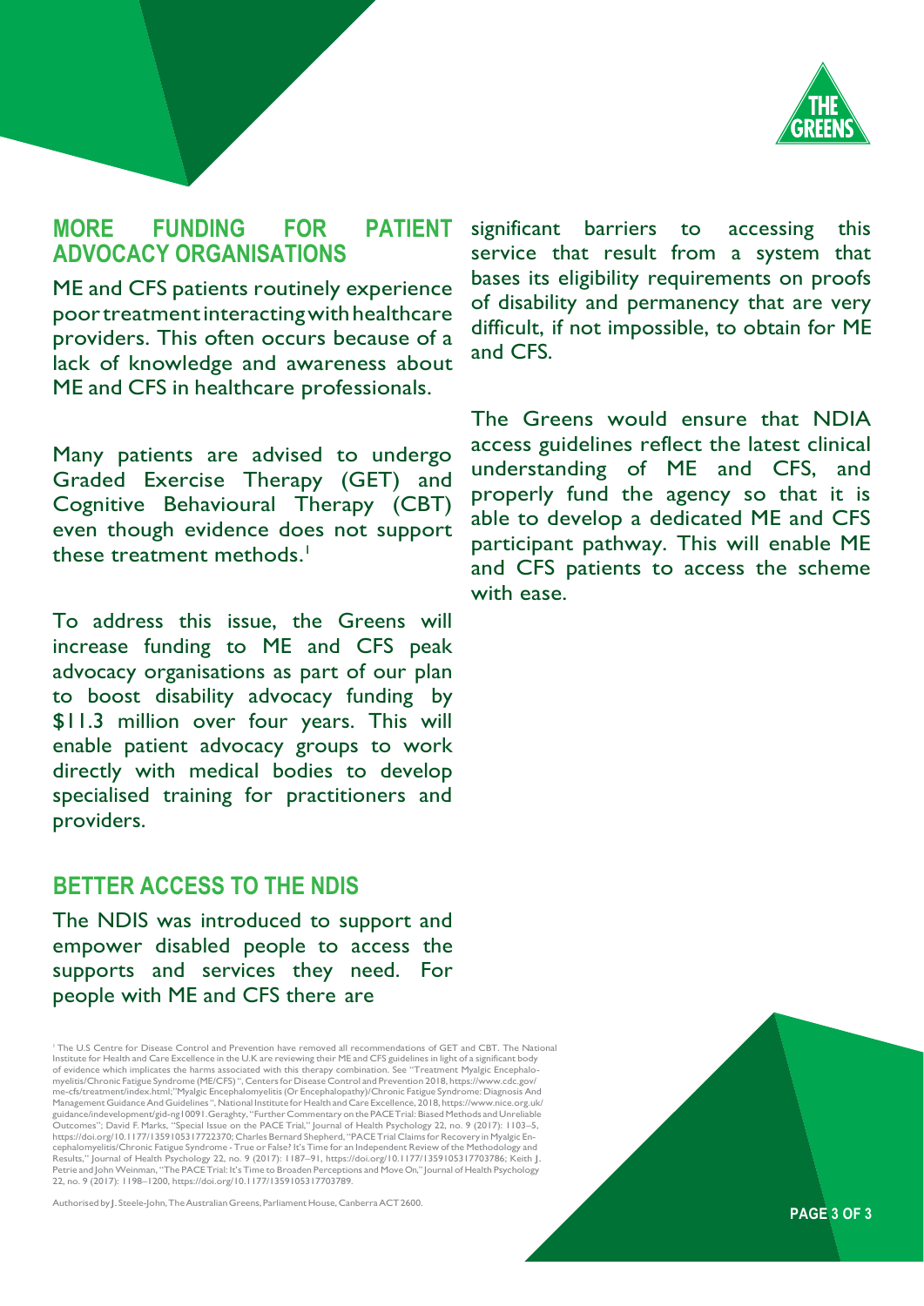## MORE FUNDING FOR PATIENT ADVOCACY ORGANISATIONS

ME and CFS patients routinely experience poor treatment interacting with healthcare providers. This often occurs because of a lack of knowledge and awareness about ME and CFS in healthcare professionals.

Many patients are advised to undergo Graded Exercise Therapy (GET) and Cognitive Behavioural Therapy (CBT) even though evidence does not support these treatment methods.[1]

To address this issue, the Greens will increase funding to ME and CFS peak advocacy organisations as part of our plan to boost disability advocacy funding by $11.3 million over four years. This will enable patient advocacy groups to work directly with medical bodies to develop specialised training for practitioners and providers.

## BETTER ACCESS TO THE NDIS

The NDIS was introduced to support and empower disabled people to access the supports and services they need. For people with ME and CFS there are significant barriers to accessing this service that result from a system that bases its eligibility requirements on proofs of disability and permanency that are very difficult, if not impossible, to obtain for ME and CFS.

The Greens would ensure that NDIA access guidelines reflect the latest clinical understanding of ME and CFS, and properly fund the agency so that it is able to develop a dedicated ME and CFS participant pathway. This will enable ME and CFS patients to access the scheme with ease.

[1] The U.S Centre for Disease Control and Prevention have removed all recommendations of GET and CBT. The National Institute for Health and Care Excellence in the U.K are reviewing their ME and CFS guidelines in light of a significant body of evidence which implicates the harms associated with this therapy combination. See "Treatment Myalgic Encephalomyelitis/Chronic Fatigue Syndrome (ME/CFS) ", Centers for Disease Control and Prevention 2018, https://www.cdc.gov/me-cfs/treatment/index.html;"Myalgic Encephalomyelitis (Or Encephalopathy)/Chronic Fatigue Syndrome: Diagnosis And Management Guidance And Guidelines ", National Institute for Health and Care Excellence, 2018, https://www.nice.org.uk/guidance/indevelopment/gid-ng10091.Geraghty, "Further Commentary on the PACE Trial: Biased Methods and Unreliable Outcomes"; David F. Marks, "Special Issue on the PACE Trial," Journal of Health Psychology 22, no. 9 (2017): 1103–5, https://doi.org/10.1177/1359105317722370; Charles Bernard Shepherd, "PACE Trial Claims for Recovery in Myalgic Encephalomyelitis/Chronic Fatigue Syndrome - True or False? It's Time for an Independent Review of the Methodology and Results," Journal of Health Psychology 22, no. 9 (2017): 1187–91, https://doi.org/10.1177/1359105317703786; Keith J. Petrie and John Weinman, "The PACE Trial: It's Time to Broaden Perceptions and Move On," Journal of Health Psychology 22, no. 9 (2017): 1198–1200, https://doi.org/10.1177/1359105317703789.

Authorised by J. Steele-John, The Australian Greens, Parliament House, Canberra ACT 2600.